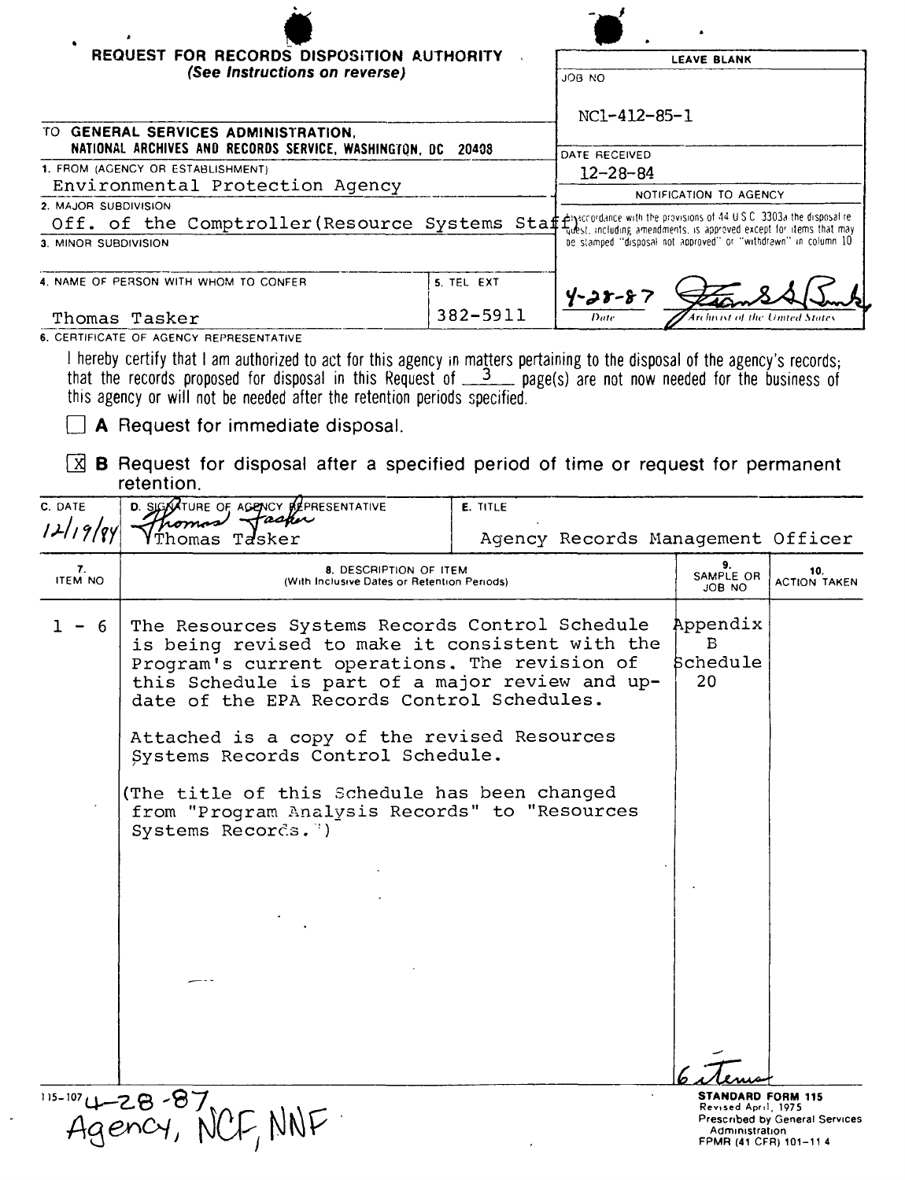# REQUEST FOR RECORDS DISPOSITION AUTHORITY

*(See Instructions on reverse)*

| LEAVE BLANK |
|---|
| JOB NO: NC1-412-85-1 |
| DATE RECEIVED: 12-28-84 |
| NOTIFICATION TO AGENCY: In accordance with the provisions of 44 U.S.C. 3303a the disposal request, including amendments, is approved except for items that may be stamped "disposal not approved" or "withdrawn" in column 10 |
| 4-28-87 (Date) — [signature] (Archivist of the United States) |

TO **GENERAL SERVICES ADMINISTRATION, NATIONAL ARCHIVES AND RECORDS SERVICE, WASHINGTON, DC 20408**

1. FROM (AGENCY OR ESTABLISHMENT): Environmental Protection Agency

2. MAJOR SUBDIVISION: Off. of the Comptroller(Resource Systems Staff)

3. MINOR SUBDIVISION:

4. NAME OF PERSON WITH WHOM TO CONFER: Thomas Tasker

5. TEL EXT: 382-5911

6. CERTIFICATE OF AGENCY REPRESENTATIVE

I hereby certify that I am authorized to act for this agency in matters pertaining to the disposal of the agency's records; that the records proposed for disposal in this Request of 3 page(s) are not now needed for the business of this agency or will not be needed after the retention periods specified.

☐ **A** Request for immediate disposal.

☒ **B** Request for disposal after a specified period of time or request for permanent retention.

| C. DATE | D. SIGNATURE OF AGENCY REPRESENTATIVE | E. TITLE |
|---|---|---|
| 12/19/84 | Thomas Tasker | Agency Records Management Officer |

| 7. ITEM NO | 8. DESCRIPTION OF ITEM (With Inclusive Dates or Retention Periods) | 9. SAMPLE OR JOB NO | 10. ACTION TAKEN |
|---|---|---|---|
| 1 - 6 | The Resources Systems Records Control Schedule is being revised to make it consistent with the Program's current operations. The revision of this Schedule is part of a major review and update of the EPA Records Control Schedules. Attached is a copy of the revised Resources Systems Records Control Schedule. (The title of this Schedule has been changed from "Program Analysis Records" to "Resources Systems Records.") | Appendix B Schedule 20 | |

6 items

115-107 4-28-87
Agency, NCF, NNF

**STANDARD FORM 115**
Revised April, 1975
Prescribed by General Services Administration
FPMR (41 CFR) 101-11.4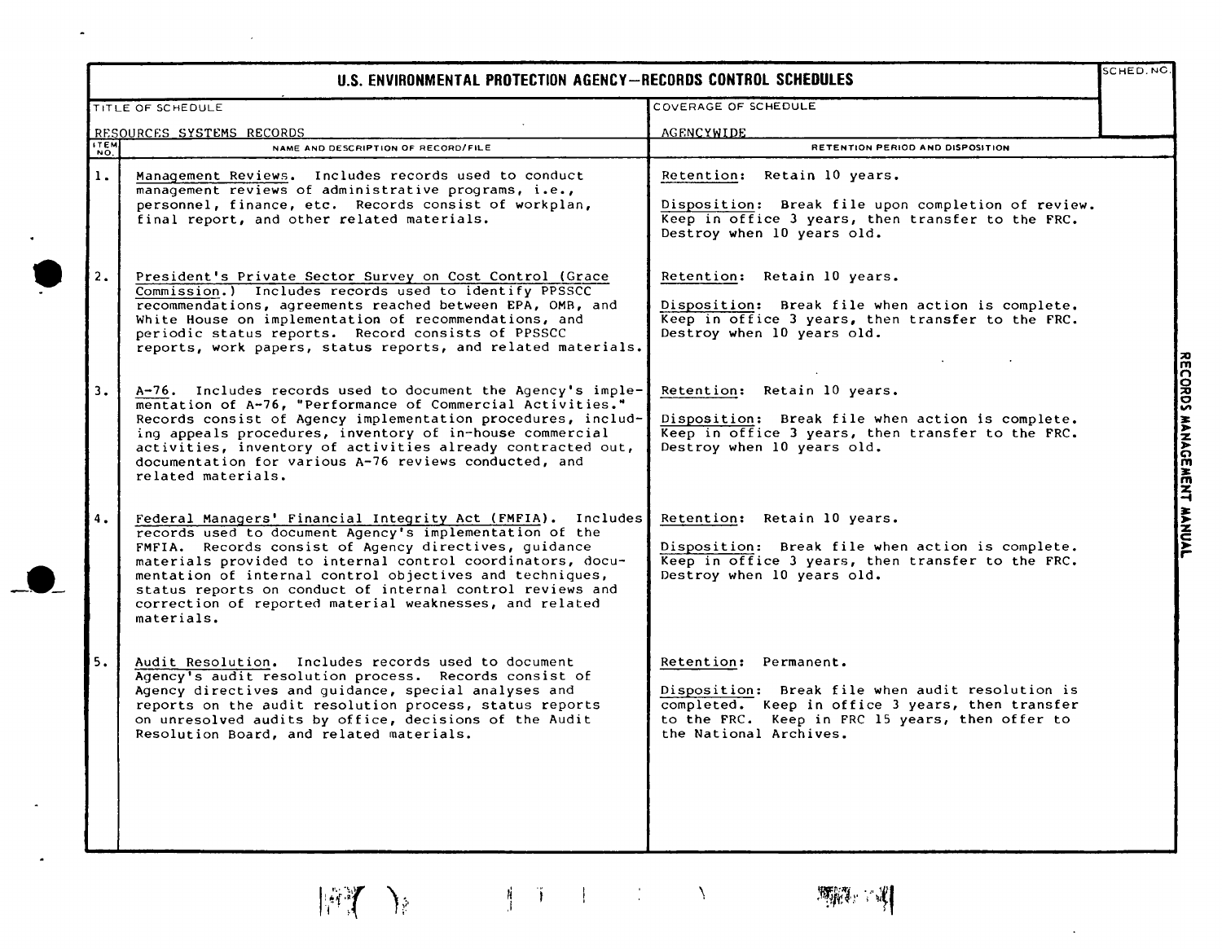# U.S. ENVIRONMENTAL PROTECTION AGENCY—RECORDS CONTROL SCHEDULES

SCHED. NO.

| TITLE OF SCHEDULE | COVERAGE OF SCHEDULE |
|---|---|
| RESOURCES SYSTEMS RECORDS | AGENCYWIDE |

| ITEM NO. | NAME AND DESCRIPTION OF RECORD/FILE | RETENTION PERIOD AND DISPOSITION |
|---|---|---|
| 1. | Management Reviews. Includes records used to conduct management reviews of administrative programs, i.e., personnel, finance, etc. Records consist of workplan, final report, and other related materials. | Retention: Retain 10 years.<br><br>Disposition: Break file upon completion of review. Keep in office 3 years, then transfer to the FRC. Destroy when 10 years old. |
| 2. | President's Private Sector Survey on Cost Control (Grace Commission.) Includes records used to identify PPSSCC recommendations, agreements reached between EPA, OMB, and White House on implementation of recommendations, and periodic status reports. Record consists of PPSSCC reports, work papers, status reports, and related materials. | Retention: Retain 10 years.<br><br>Disposition: Break file when action is complete. Keep in office 3 years, then transfer to the FRC. Destroy when 10 years old. |
| 3. | A-76. Includes records used to document the Agency's implementation of A-76, "Performance of Commercial Activities." Records consist of Agency implementation procedures, including appeals procedures, inventory of in-house commercial activities, inventory of activities already contracted out, documentation for various A-76 reviews conducted, and related materials. | Retention: Retain 10 years.<br><br>Disposition: Break file when action is complete. Keep in office 3 years, then transfer to the FRC. Destroy when 10 years old. |
| 4. | Federal Managers' Financial Integrity Act (FMFIA). Includes records used to document Agency's implementation of the FMFIA. Records consist of Agency directives, guidance materials provided to internal control coordinators, documentation of internal control objectives and techniques, status reports on conduct of internal control reviews and correction of reported material weaknesses, and related materials. | Retention: Retain 10 years.<br><br>Disposition: Break file when action is complete. Keep in office 3 years, then transfer to the FRC. Destroy when 10 years old. |
| 5. | Audit Resolution. Includes records used to document Agency's audit resolution process. Records consist of Agency directives and guidance, special analyses and reports on the audit resolution process, status reports on unresolved audits by office, decisions of the Audit Resolution Board, and related materials. | Retention: Permanent.<br><br>Disposition: Break file when audit resolution is completed. Keep in office 3 years, then transfer to the FRC. Keep in FRC 15 years, then offer to the National Archives. |

RECORDS MANAGEMENT MANUAL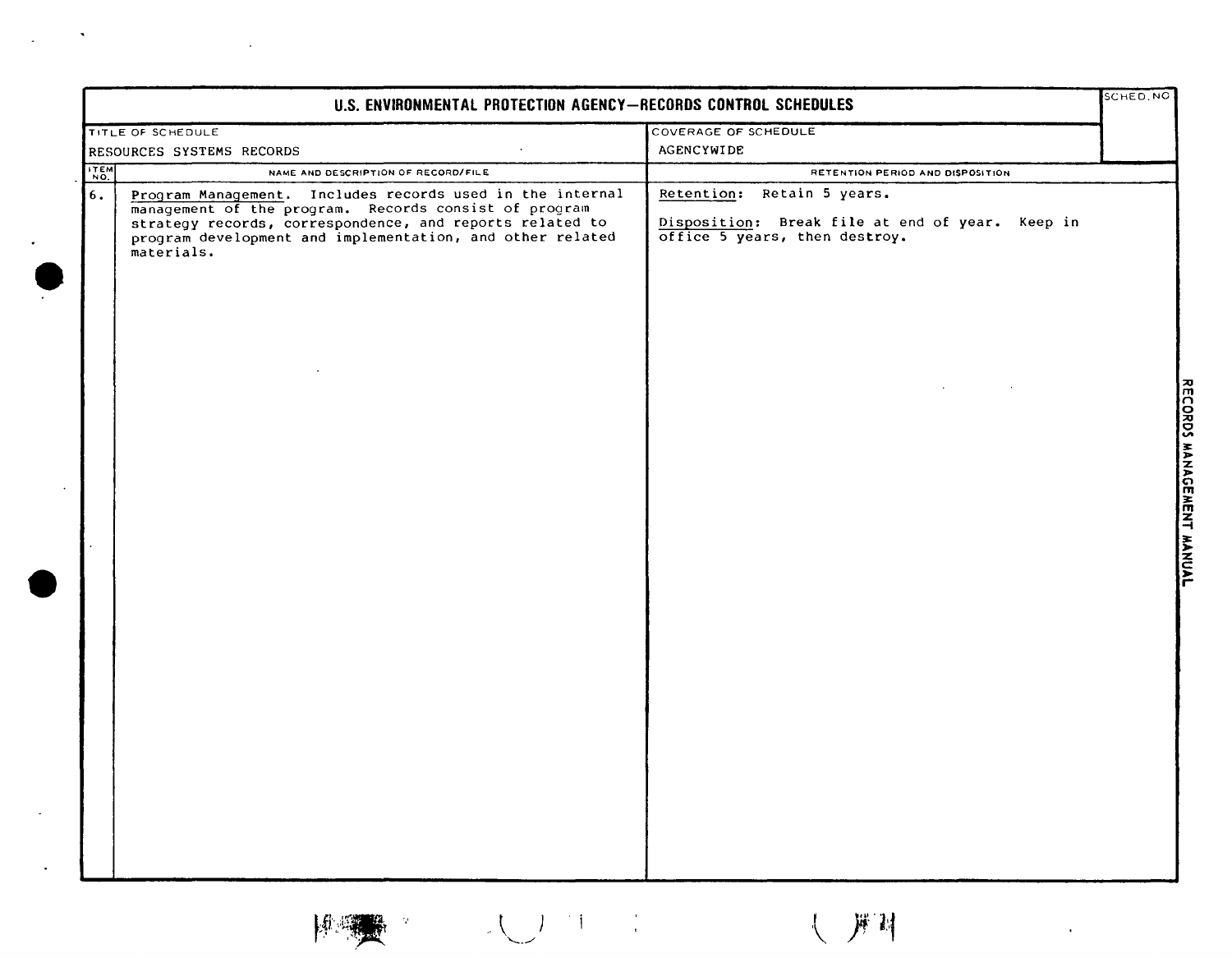# U.S. ENVIRONMENTAL PROTECTION AGENCY—RECORDS CONTROL SCHEDULES

| TITLE OF SCHEDULE | COVERAGE OF SCHEDULE | SCHED. NO. |
|---|---|---|
| RESOURCES SYSTEMS RECORDS | AGENCYWIDE | |

| ITEM NO. | NAME AND DESCRIPTION OF RECORD/FILE | RETENTION PERIOD AND DISPOSITION |
|---|---|---|
| 6. | Program Management. Includes records used in the internal management of the program. Records consist of program strategy records, correspondence, and reports related to program development and implementation, and other related materials. | Retention: Retain 5 years.<br><br>Disposition: Break file at end of year. Keep in office 5 years, then destroy. |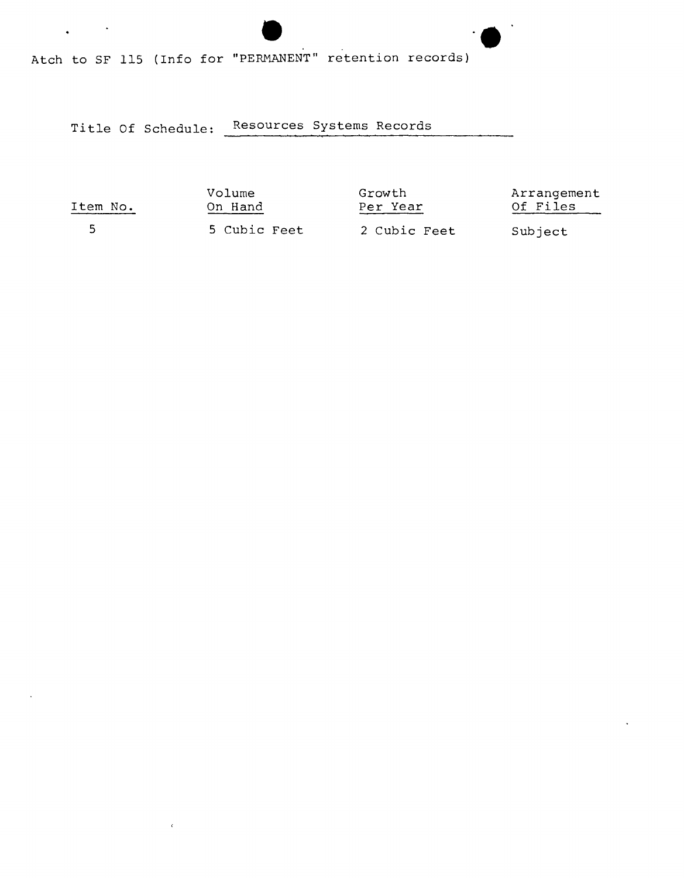Atch to SF 115 (Info for "PERMANENT" retention records)

Title Of Schedule: Resources Systems Records

| Item No. | Volume On Hand | Growth Per Year | Arrangement Of Files |
|---|---|---|---|
| 5 | 5 Cubic Feet | 2 Cubic Feet | Subject |